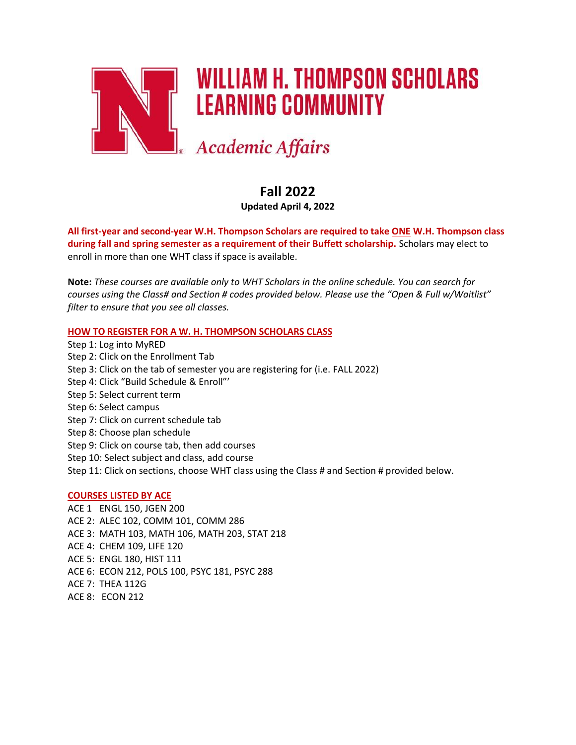# WILLIAM H. THOMPSON SCHOLARS LEARNING COMMUNITY

*Academic Affairs*

## Fall 2022

**Updated April 4, 2022**

**All first-year and second-year W.H. Thompson Scholars are required to take ONE W.H. Thompson class during fall and spring semester as a requirement of their Buffett scholarship.** Scholars may elect to enroll in more than one WHT class if space is available.

**Note:** *These courses are available only to WHT Scholars in the online schedule. You can search for courses using the Class# and Section # codes provided below. Please use the "Open & Full w/Waitlist" filter to ensure that you see all classes.*

### HOW TO REGISTER FOR A W. H. THOMPSON SCHOLARS CLASS

Step 1: Log into MyRED
Step 2: Click on the Enrollment Tab
Step 3: Click on the tab of semester you are registering for (i.e. FALL 2022)
Step 4: Click "Build Schedule & Enroll"'
Step 5: Select current term
Step 6: Select campus
Step 7: Click on current schedule tab
Step 8: Choose plan schedule
Step 9: Click on course tab, then add courses
Step 10: Select subject and class, add course
Step 11: Click on sections, choose WHT class using the Class # and Section # provided below.

### COURSES LISTED BY ACE

ACE 1 ENGL 150, JGEN 200
ACE 2: ALEC 102, COMM 101, COMM 286
ACE 3: MATH 103, MATH 106, MATH 203, STAT 218
ACE 4: CHEM 109, LIFE 120
ACE 5: ENGL 180, HIST 111
ACE 6: ECON 212, POLS 100, PSYC 181, PSYC 288
ACE 7: THEA 112G
ACE 8: ECON 212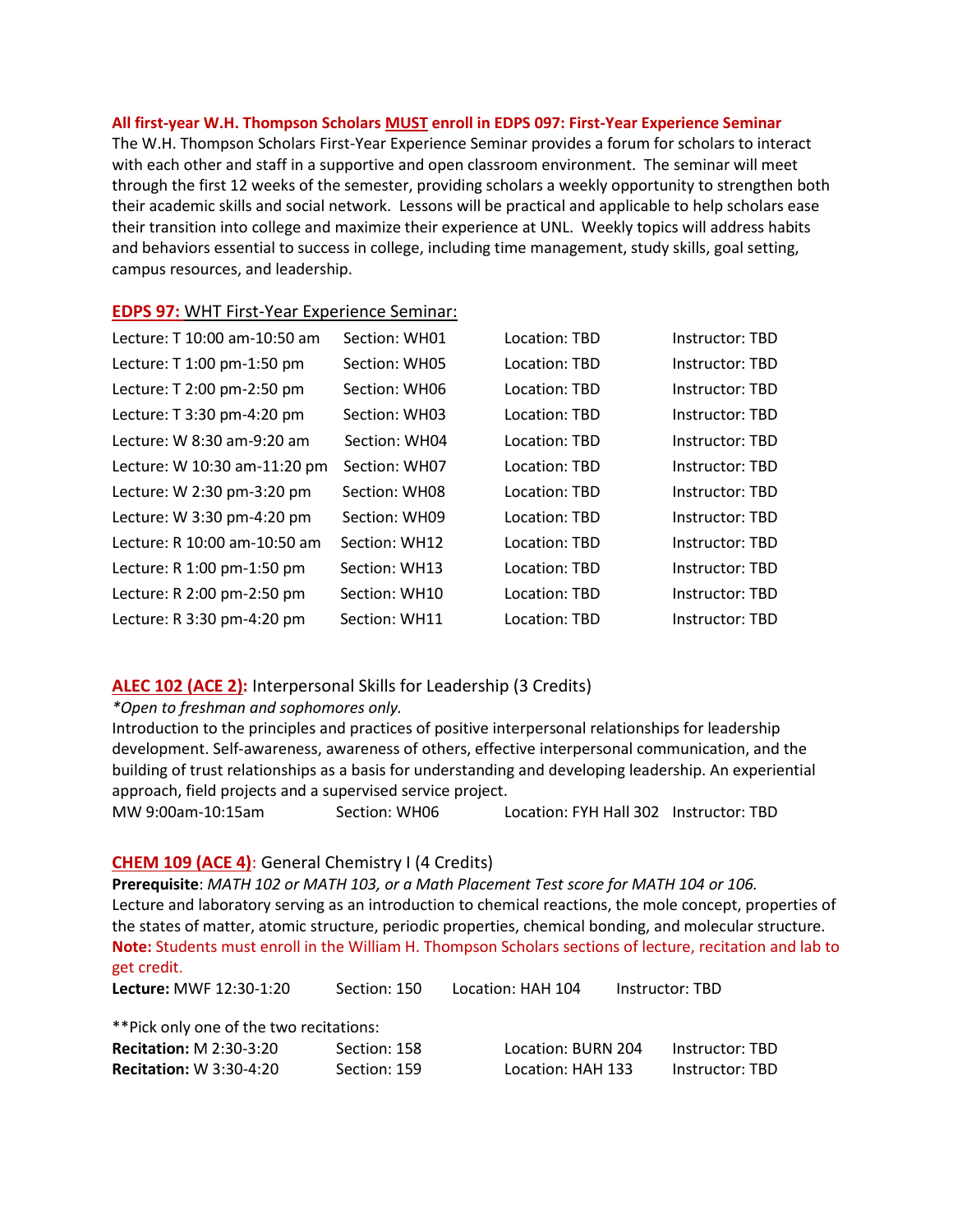**All first-year W.H. Thompson Scholars MUST enroll in EDPS 097: First-Year Experience Seminar**

The W.H. Thompson Scholars First-Year Experience Seminar provides a forum for scholars to interact with each other and staff in a supportive and open classroom environment. The seminar will meet through the first 12 weeks of the semester, providing scholars a weekly opportunity to strengthen both their academic skills and social network. Lessons will be practical and applicable to help scholars ease their transition into college and maximize their experience at UNL. Weekly topics will address habits and behaviors essential to success in college, including time management, study skills, goal setting, campus resources, and leadership.

**EDPS 97:** WHT First-Year Experience Seminar:

| | | | |
|---|---|---|---|
| Lecture: T 10:00 am-10:50 am | Section: WH01 | Location: TBD | Instructor: TBD |
| Lecture: T 1:00 pm-1:50 pm | Section: WH05 | Location: TBD | Instructor: TBD |
| Lecture: T 2:00 pm-2:50 pm | Section: WH06 | Location: TBD | Instructor: TBD |
| Lecture: T 3:30 pm-4:20 pm | Section: WH03 | Location: TBD | Instructor: TBD |
| Lecture: W 8:30 am-9:20 am | Section: WH04 | Location: TBD | Instructor: TBD |
| Lecture: W 10:30 am-11:20 pm | Section: WH07 | Location: TBD | Instructor: TBD |
| Lecture: W 2:30 pm-3:20 pm | Section: WH08 | Location: TBD | Instructor: TBD |
| Lecture: W 3:30 pm-4:20 pm | Section: WH09 | Location: TBD | Instructor: TBD |
| Lecture: R 10:00 am-10:50 am | Section: WH12 | Location: TBD | Instructor: TBD |
| Lecture: R 1:00 pm-1:50 pm | Section: WH13 | Location: TBD | Instructor: TBD |
| Lecture: R 2:00 pm-2:50 pm | Section: WH10 | Location: TBD | Instructor: TBD |
| Lecture: R 3:30 pm-4:20 pm | Section: WH11 | Location: TBD | Instructor: TBD |

**ALEC 102 (ACE 2):** Interpersonal Skills for Leadership (3 Credits)

*\*Open to freshman and sophomores only.*

Introduction to the principles and practices of positive interpersonal relationships for leadership development. Self-awareness, awareness of others, effective interpersonal communication, and the building of trust relationships as a basis for understanding and developing leadership. An experiential approach, field projects and a supervised service project.

| | | | |
|---|---|---|---|
| MW 9:00am-10:15am | Section: WH06 | Location: FYH Hall 302 | Instructor: TBD |

**CHEM 109 (ACE 4)**: General Chemistry I (4 Credits)

**Prerequisite**: *MATH 102 or MATH 103, or a Math Placement Test score for MATH 104 or 106.*

Lecture and laboratory serving as an introduction to chemical reactions, the mole concept, properties of the states of matter, atomic structure, periodic properties, chemical bonding, and molecular structure.

**Note:** Students must enroll in the William H. Thompson Scholars sections of lecture, recitation and lab to get credit.

| | | | |
|---|---|---|---|
| **Lecture:** MWF 12:30-1:20 | Section: 150 | Location: HAH 104 | Instructor: TBD |

**Pick only one of the two recitations:

| | | | |
|---|---|---|---|
| **Recitation:** M 2:30-3:20 | Section: 158 | Location: BURN 204 | Instructor: TBD |
| **Recitation:** W 3:30-4:20 | Section: 159 | Location: HAH 133 | Instructor: TBD |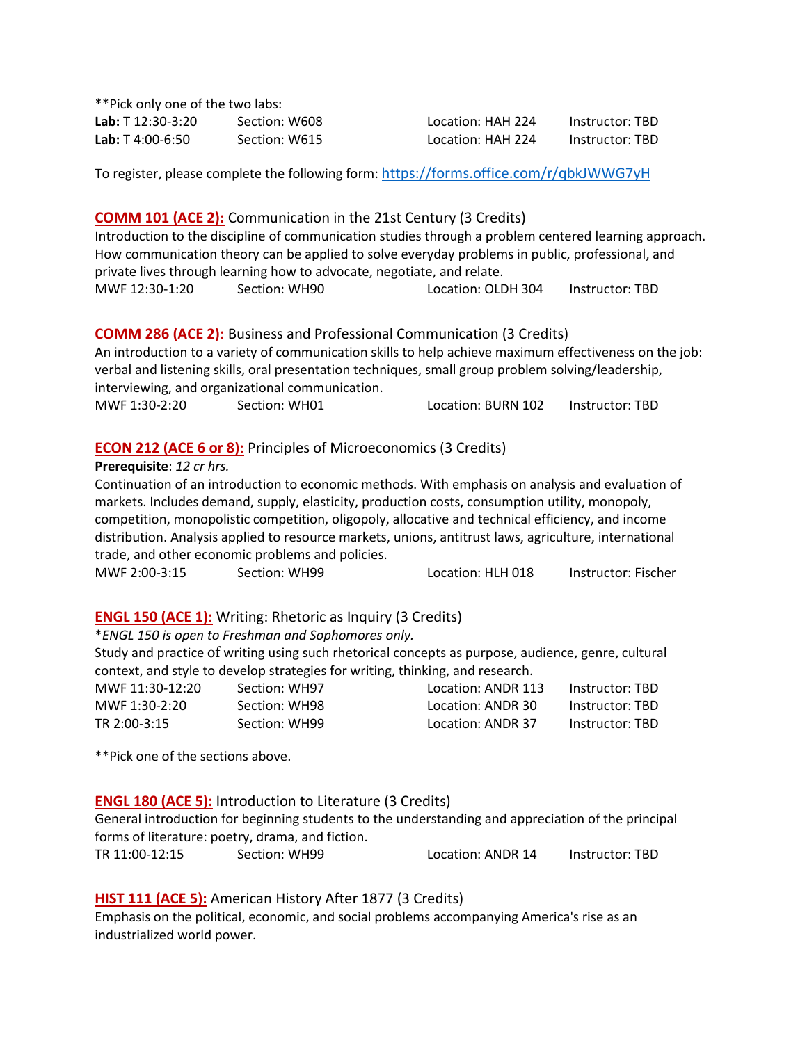**Pick only one of the two labs:

| | | | |
|---|---|---|---|
| **Lab:** T 12:30-3:20 | Section: W608 | Location: HAH 224 | Instructor: TBD |
| **Lab:** T 4:00-6:50 | Section: W615 | Location: HAH 224 | Instructor: TBD |

To register, please complete the following form: https://forms.office.com/r/qbkJWWG7yH

### COMM 101 (ACE 2): Communication in the 21st Century (3 Credits)

Introduction to the discipline of communication studies through a problem centered learning approach. How communication theory can be applied to solve everyday problems in public, professional, and private lives through learning how to advocate, negotiate, and relate.

| | | | |
|---|---|---|---|
| MWF 12:30-1:20 | Section: WH90 | Location: OLDH 304 | Instructor: TBD |

### COMM 286 (ACE 2): Business and Professional Communication (3 Credits)

An introduction to a variety of communication skills to help achieve maximum effectiveness on the job: verbal and listening skills, oral presentation techniques, small group problem solving/leadership, interviewing, and organizational communication.

| | | | |
|---|---|---|---|
| MWF 1:30-2:20 | Section: WH01 | Location: BURN 102 | Instructor: TBD |

### ECON 212 (ACE 6 or 8): Principles of Microeconomics (3 Credits)

**Prerequisite**: *12 cr hrs.*

Continuation of an introduction to economic methods. With emphasis on analysis and evaluation of markets. Includes demand, supply, elasticity, production costs, consumption utility, monopoly, competition, monopolistic competition, oligopoly, allocative and technical efficiency, and income distribution. Analysis applied to resource markets, unions, antitrust laws, agriculture, international trade, and other economic problems and policies.

| | | | |
|---|---|---|---|
| MWF 2:00-3:15 | Section: WH99 | Location: HLH 018 | Instructor: Fischer |

### ENGL 150 (ACE 1): Writing: Rhetoric as Inquiry (3 Credits)

*\*ENGL 150 is open to Freshman and Sophomores only.*

Study and practice of writing using such rhetorical concepts as purpose, audience, genre, cultural context, and style to develop strategies for writing, thinking, and research.

| | | | |
|---|---|---|---|
| MWF 11:30-12:20 | Section: WH97 | Location: ANDR 113 | Instructor: TBD |
| MWF 1:30-2:20 | Section: WH98 | Location: ANDR 30 | Instructor: TBD |
| TR 2:00-3:15 | Section: WH99 | Location: ANDR 37 | Instructor: TBD |

**Pick one of the sections above.

### ENGL 180 (ACE 5): Introduction to Literature (3 Credits)

General introduction for beginning students to the understanding and appreciation of the principal forms of literature: poetry, drama, and fiction.

| | | | |
|---|---|---|---|
| TR 11:00-12:15 | Section: WH99 | Location: ANDR 14 | Instructor: TBD |

### HIST 111 (ACE 5): American History After 1877 (3 Credits)

Emphasis on the political, economic, and social problems accompanying America's rise as an industrialized world power.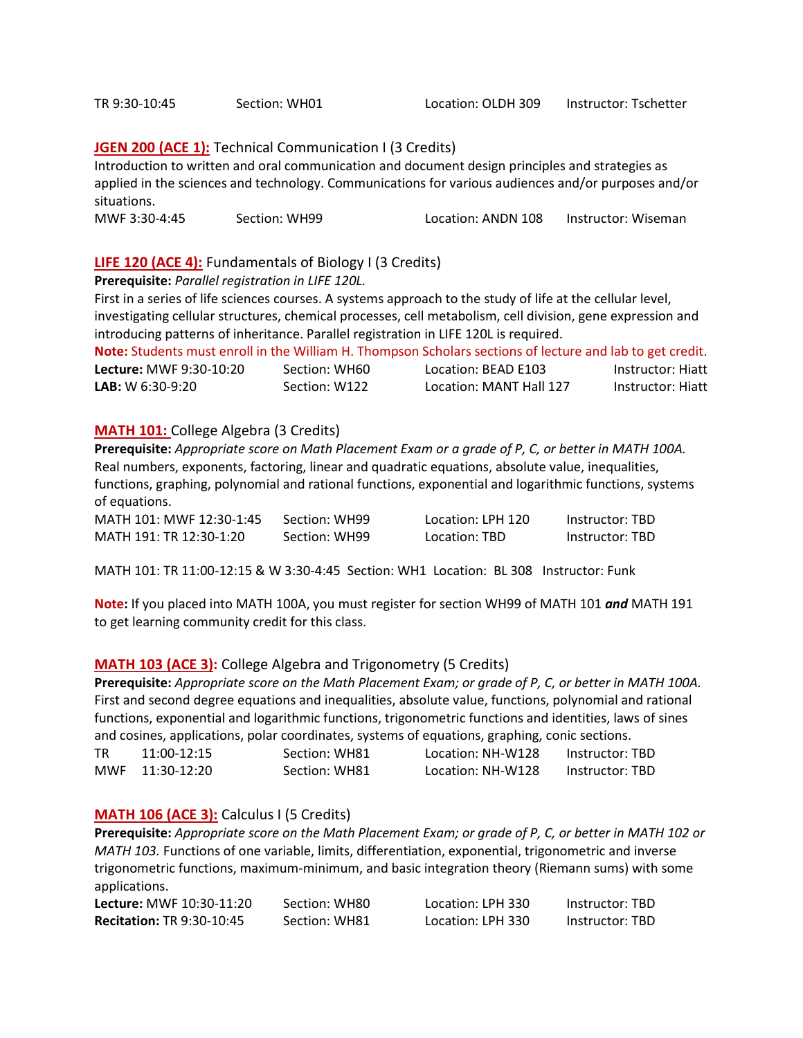TR 9:30-10:45 Section: WH01 Location: OLDH 309 Instructor: Tschetter

**JGEN 200 (ACE 1):** Technical Communication I (3 Credits)
Introduction to written and oral communication and document design principles and strategies as applied in the sciences and technology. Communications for various audiences and/or purposes and/or situations.
MWF 3:30-4:45 Section: WH99 Location: ANDN 108 Instructor: Wiseman

**LIFE 120 (ACE 4):** Fundamentals of Biology I (3 Credits)
**Prerequisite:** *Parallel registration in LIFE 120L.*
First in a series of life sciences courses. A systems approach to the study of life at the cellular level, investigating cellular structures, chemical processes, cell metabolism, cell division, gene expression and introducing patterns of inheritance. Parallel registration in LIFE 120L is required.
**Note:** Students must enroll in the William H. Thompson Scholars sections of lecture and lab to get credit.

| | | | |
|---|---|---|---|
| **Lecture:** MWF 9:30-10:20 | Section: WH60 | Location: BEAD E103 | Instructor: Hiatt |
| **LAB:** W 6:30-9:20 | Section: W122 | Location: MANT Hall 127 | Instructor: Hiatt |

**MATH 101:** College Algebra (3 Credits)
**Prerequisite:** *Appropriate score on Math Placement Exam or a grade of P, C, or better in MATH 100A.*
Real numbers, exponents, factoring, linear and quadratic equations, absolute value, inequalities, functions, graphing, polynomial and rational functions, exponential and logarithmic functions, systems of equations.

| | | | |
|---|---|---|---|
| MATH 101: MWF 12:30-1:45 | Section: WH99 | Location: LPH 120 | Instructor: TBD |
| MATH 191: TR 12:30-1:20 | Section: WH99 | Location: TBD | Instructor: TBD |

MATH 101: TR 11:00-12:15 & W 3:30-4:45 Section: WH1 Location: BL 308 Instructor: Funk

**Note:** If you placed into MATH 100A, you must register for section WH99 of MATH 101 ***and*** MATH 191 to get learning community credit for this class.

**MATH 103 (ACE 3):** College Algebra and Trigonometry (5 Credits)
**Prerequisite:** *Appropriate score on the Math Placement Exam; or grade of P, C, or better in MATH 100A.*
First and second degree equations and inequalities, absolute value, functions, polynomial and rational functions, exponential and logarithmic functions, trigonometric functions and identities, laws of sines and cosines, applications, polar coordinates, systems of equations, graphing, conic sections.

| | | | | |
|---|---|---|---|---|
| TR | 11:00-12:15 | Section: WH81 | Location: NH-W128 | Instructor: TBD |
| MWF | 11:30-12:20 | Section: WH81 | Location: NH-W128 | Instructor: TBD |

**MATH 106 (ACE 3):** Calculus I (5 Credits)
**Prerequisite:** *Appropriate score on the Math Placement Exam; or grade of P, C, or better in MATH 102 or MATH 103.* Functions of one variable, limits, differentiation, exponential, trigonometric and inverse trigonometric functions, maximum-minimum, and basic integration theory (Riemann sums) with some applications.

| | | | |
|---|---|---|---|
| **Lecture:** MWF 10:30-11:20 | Section: WH80 | Location: LPH 330 | Instructor: TBD |
| **Recitation:** TR 9:30-10:45 | Section: WH81 | Location: LPH 330 | Instructor: TBD |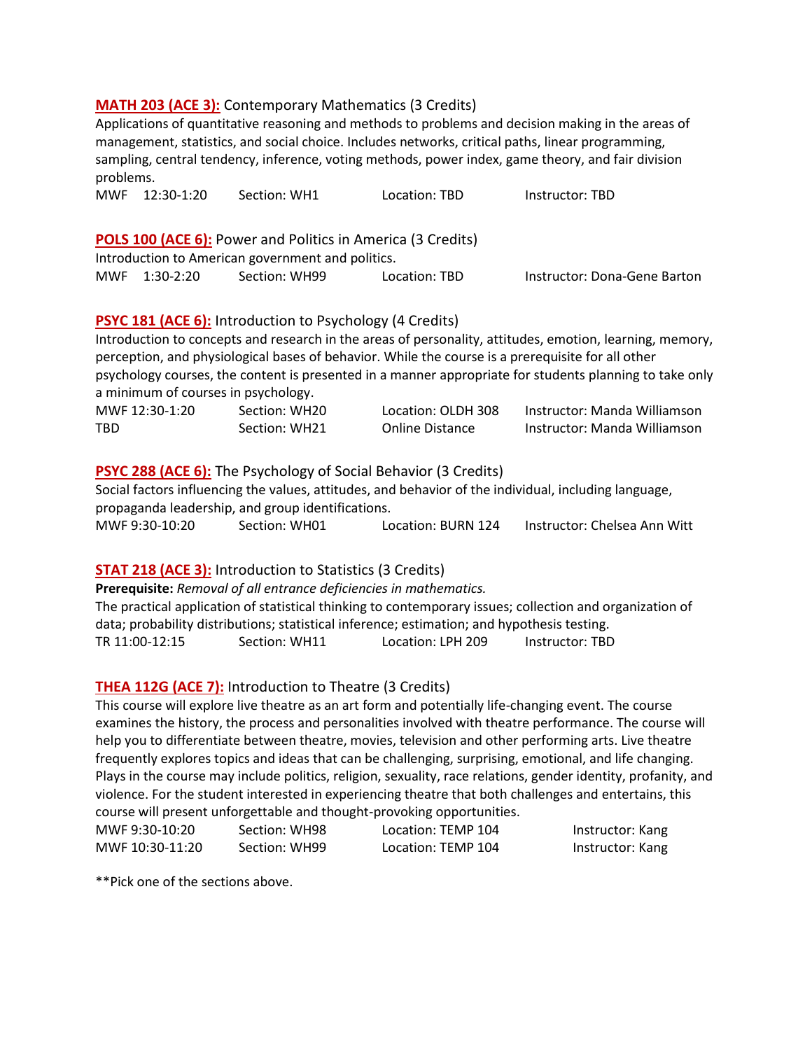**MATH 203 (ACE 3):** Contemporary Mathematics (3 Credits)

Applications of quantitative reasoning and methods to problems and decision making in the areas of management, statistics, and social choice. Includes networks, critical paths, linear programming, sampling, central tendency, inference, voting methods, power index, game theory, and fair division problems.

| | | | |
|---|---|---|---|
| MWF 12:30-1:20 | Section: WH1 | Location: TBD | Instructor: TBD |

**POLS 100 (ACE 6):** Power and Politics in America (3 Credits)

Introduction to American government and politics.

| | | | |
|---|---|---|---|
| MWF 1:30-2:20 | Section: WH99 | Location: TBD | Instructor: Dona-Gene Barton |

**PSYC 181 (ACE 6):** Introduction to Psychology (4 Credits)

Introduction to concepts and research in the areas of personality, attitudes, emotion, learning, memory, perception, and physiological bases of behavior. While the course is a prerequisite for all other psychology courses, the content is presented in a manner appropriate for students planning to take only a minimum of courses in psychology.

| | | | |
|---|---|---|---|
| MWF 12:30-1:20 | Section: WH20 | Location: OLDH 308 | Instructor: Manda Williamson |
| TBD | Section: WH21 | Online Distance | Instructor: Manda Williamson |

**PSYC 288 (ACE 6):** The Psychology of Social Behavior (3 Credits)

Social factors influencing the values, attitudes, and behavior of the individual, including language, propaganda leadership, and group identifications.

| | | | |
|---|---|---|---|
| MWF 9:30-10:20 | Section: WH01 | Location: BURN 124 | Instructor: Chelsea Ann Witt |

**STAT 218 (ACE 3):** Introduction to Statistics (3 Credits)

**Prerequisite:** *Removal of all entrance deficiencies in mathematics.*

The practical application of statistical thinking to contemporary issues; collection and organization of data; probability distributions; statistical inference; estimation; and hypothesis testing.

| | | | |
|---|---|---|---|
| TR 11:00-12:15 | Section: WH11 | Location: LPH 209 | Instructor: TBD |

**THEA 112G (ACE 7):** Introduction to Theatre (3 Credits)

This course will explore live theatre as an art form and potentially life-changing event. The course examines the history, the process and personalities involved with theatre performance. The course will help you to differentiate between theatre, movies, television and other performing arts. Live theatre frequently explores topics and ideas that can be challenging, surprising, emotional, and life changing. Plays in the course may include politics, religion, sexuality, race relations, gender identity, profanity, and violence. For the student interested in experiencing theatre that both challenges and entertains, this course will present unforgettable and thought-provoking opportunities.

| | | | |
|---|---|---|---|
| MWF 9:30-10:20 | Section: WH98 | Location: TEMP 104 | Instructor: Kang |
| MWF 10:30-11:20 | Section: WH99 | Location: TEMP 104 | Instructor: Kang |

**Pick one of the sections above.